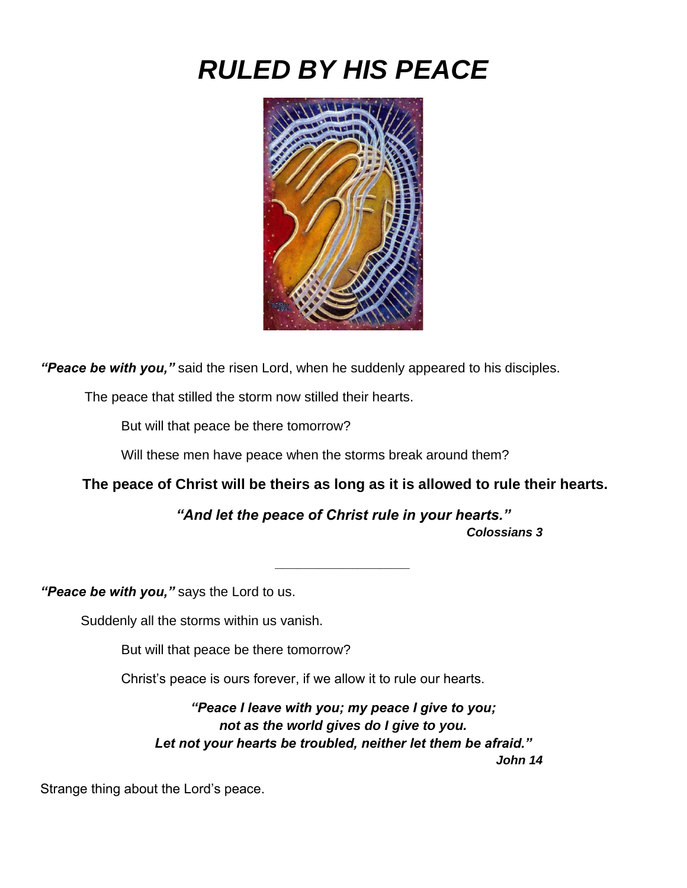# *RULED BY HIS PEACE*

***"Peace be with you,"*** said the risen Lord, when he suddenly appeared to his disciples.

The peace that stilled the storm now stilled their hearts.

But will that peace be there tomorrow?

Will these men have peace when the storms break around them?

**The peace of Christ will be theirs as long as it is allowed to rule their hearts.**

***"And let the peace of Christ rule in your hearts."***
***Colossians 3***

---

***"Peace be with you,"*** says the Lord to us.

Suddenly all the storms within us vanish.

But will that peace be there tomorrow?

Christ's peace is ours forever, if we allow it to rule our hearts.

***"Peace I leave with you; my peace I give to you;***
***not as the world gives do I give to you.***
***Let not your hearts be troubled, neither let them be afraid."***
***John 14***

Strange thing about the Lord's peace.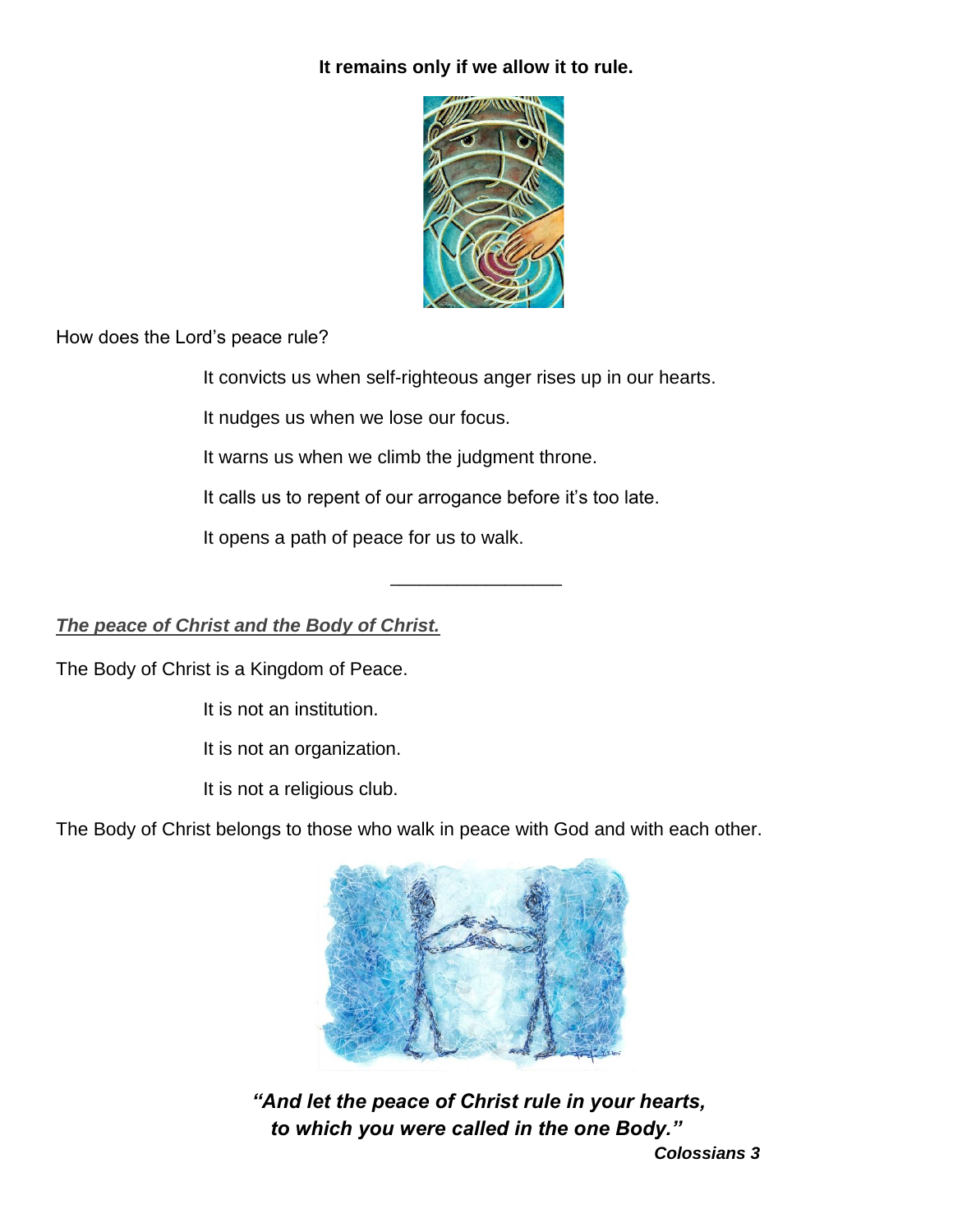**It remains only if we allow it to rule.**

How does the Lord's peace rule?

It convicts us when self-righteous anger rises up in our hearts.

It nudges us when we lose our focus.

It warns us when we climb the judgment throne.

It calls us to repent of our arrogance before it's too late.

It opens a path of peace for us to walk.

---

***<u>The peace of Christ and the Body of Christ.</u>***

The Body of Christ is a Kingdom of Peace.

It is not an institution.

It is not an organization.

It is not a religious club.

The Body of Christ belongs to those who walk in peace with God and with each other.

***"And let the peace of Christ rule in your hearts, to which you were called in the one Body."***

***Colossians 3***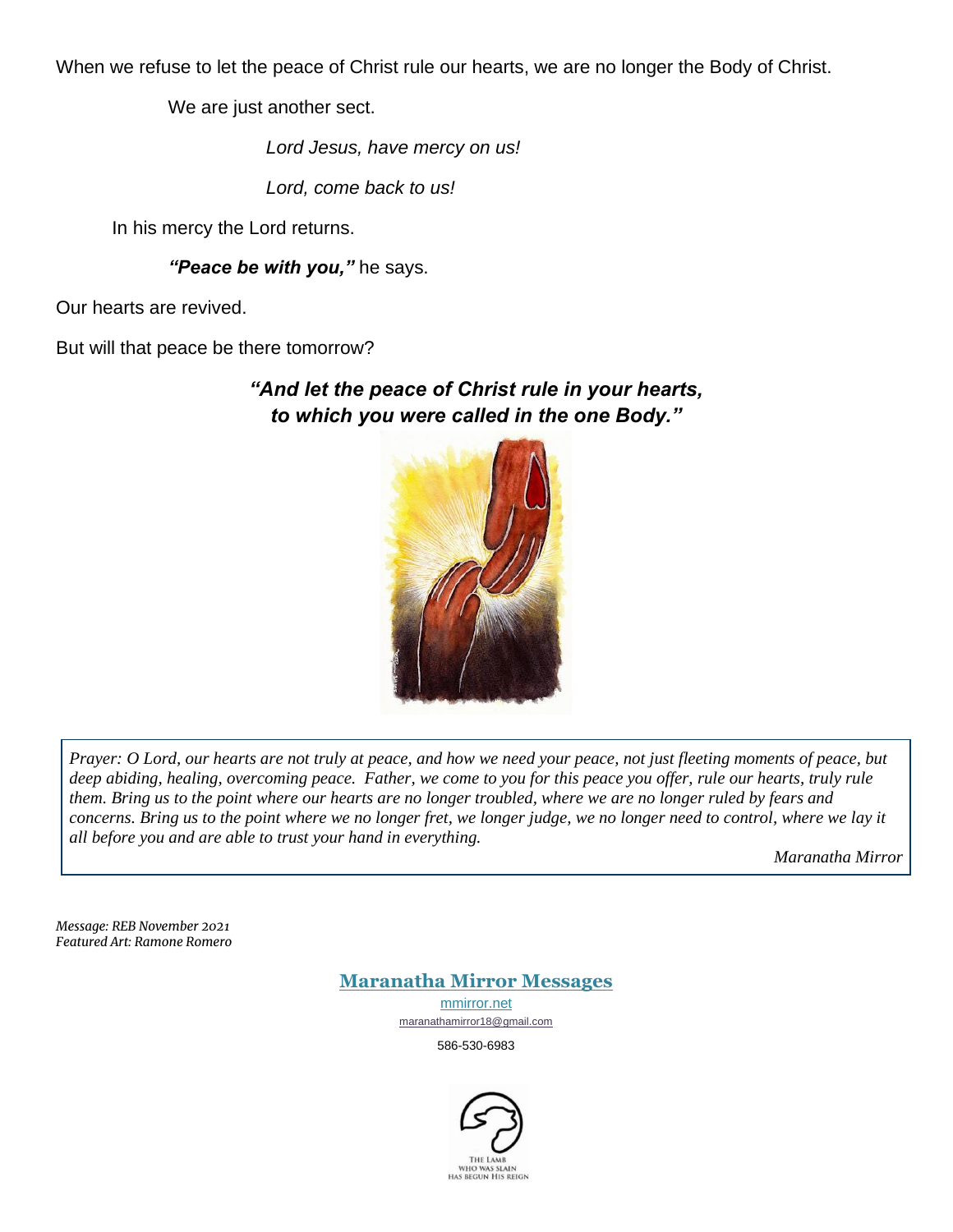When we refuse to let the peace of Christ rule our hearts, we are no longer the Body of Christ.

We are just another sect.

*Lord Jesus, have mercy on us!*

*Lord, come back to us!*

In his mercy the Lord returns.

***"Peace be with you,"*** he says.

Our hearts are revived.

But will that peace be there tomorrow?

***"And let the peace of Christ rule in your hearts, to which you were called in the one Body."***

*Prayer: O Lord, our hearts are not truly at peace, and how we need your peace, not just fleeting moments of peace, but deep abiding, healing, overcoming peace. Father, we come to you for this peace you offer, rule our hearts, truly rule them. Bring us to the point where our hearts are no longer troubled, where we are no longer ruled by fears and concerns. Bring us to the point where we no longer fret, we longer judge, we no longer need to control, where we lay it all before you and are able to trust your hand in everything.*

*Maranatha Mirror*

*Message: REB November 2021*
*Featured Art: Ramone Romero*

**Maranatha Mirror Messages**

mmirror.net

maranathamirror18@gmail.com

586-530-6983

THE LAMB WHO WAS SLAIN HAS BEGUN HIS REIGN